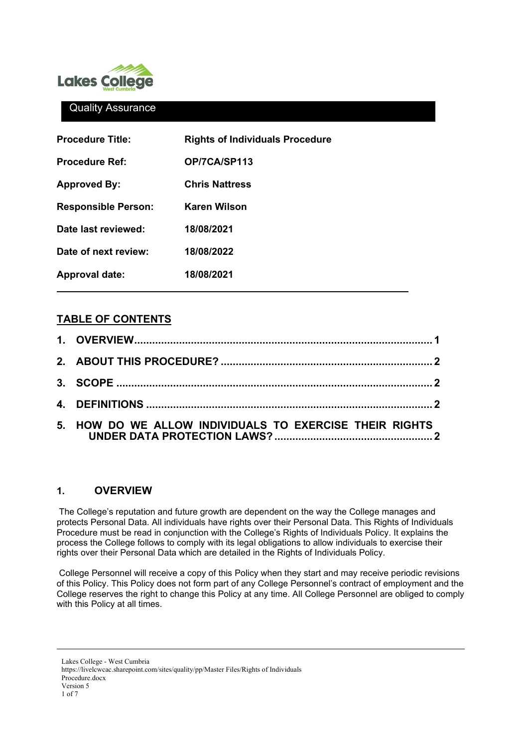Quality Assurance

| | |
|---|---|
| **Procedure Title:** | **Rights of Individuals Procedure** |
| **Procedure Ref:** | **OP/7CA/SP113** |
| **Approved By:** | **Chris Nattress** |
| **Responsible Person:** | **Karen Wilson** |
| **Date last reviewed:** | **18/08/2021** |
| **Date of next review:** | **18/08/2022** |
| **Approval date:** | **18/08/2021** |

## TABLE OF CONTENTS

1. **OVERVIEW** ..... 1
2. **ABOUT THIS PROCEDURE?** ..... 2
3. **SCOPE** ..... 2
4. **DEFINITIONS** ..... 2
5. **HOW DO WE ALLOW INDIVIDUALS TO EXERCISE THEIR RIGHTS UNDER DATA PROTECTION LAWS?** ..... 2

## 1. OVERVIEW

The College's reputation and future growth are dependent on the way the College manages and protects Personal Data. All individuals have rights over their Personal Data. This Rights of Individuals Procedure must be read in conjunction with the College's Rights of Individuals Policy. It explains the process the College follows to comply with its legal obligations to allow individuals to exercise their rights over their Personal Data which are detailed in the Rights of Individuals Policy.

College Personnel will receive a copy of this Policy when they start and may receive periodic revisions of this Policy. This Policy does not form part of any College Personnel's contract of employment and the College reserves the right to change this Policy at any time. All College Personnel are obliged to comply with this Policy at all times.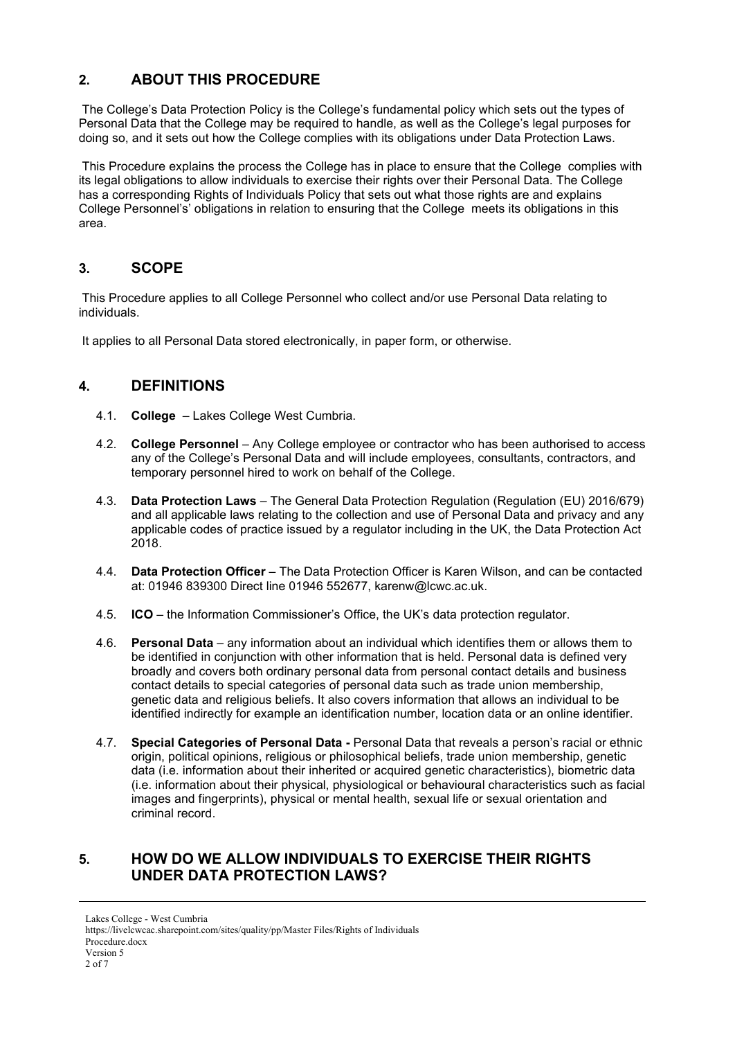## 2. ABOUT THIS PROCEDURE

The College's Data Protection Policy is the College's fundamental policy which sets out the types of Personal Data that the College may be required to handle, as well as the College's legal purposes for doing so, and it sets out how the College complies with its obligations under Data Protection Laws.

This Procedure explains the process the College has in place to ensure that the College complies with its legal obligations to allow individuals to exercise their rights over their Personal Data. The College has a corresponding Rights of Individuals Policy that sets out what those rights are and explains College Personnel's' obligations in relation to ensuring that the College meets its obligations in this area.

## 3. SCOPE

This Procedure applies to all College Personnel who collect and/or use Personal Data relating to individuals.

It applies to all Personal Data stored electronically, in paper form, or otherwise.

## 4. DEFINITIONS

4.1. **College** – Lakes College West Cumbria.

4.2. **College Personnel** – Any College employee or contractor who has been authorised to access any of the College's Personal Data and will include employees, consultants, contractors, and temporary personnel hired to work on behalf of the College.

4.3. **Data Protection Laws** – The General Data Protection Regulation (Regulation (EU) 2016/679) and all applicable laws relating to the collection and use of Personal Data and privacy and any applicable codes of practice issued by a regulator including in the UK, the Data Protection Act 2018.

4.4. **Data Protection Officer** – The Data Protection Officer is Karen Wilson, and can be contacted at: 01946 839300 Direct line 01946 552677, karenw@lcwc.ac.uk.

4.5. **ICO** – the Information Commissioner's Office, the UK's data protection regulator.

4.6. **Personal Data** – any information about an individual which identifies them or allows them to be identified in conjunction with other information that is held. Personal data is defined very broadly and covers both ordinary personal data from personal contact details and business contact details to special categories of personal data such as trade union membership, genetic data and religious beliefs. It also covers information that allows an individual to be identified indirectly for example an identification number, location data or an online identifier.

4.7. **Special Categories of Personal Data -** Personal Data that reveals a person's racial or ethnic origin, political opinions, religious or philosophical beliefs, trade union membership, genetic data (i.e. information about their inherited or acquired genetic characteristics), biometric data (i.e. information about their physical, physiological or behavioural characteristics such as facial images and fingerprints), physical or mental health, sexual life or sexual orientation and criminal record.

## 5. HOW DO WE ALLOW INDIVIDUALS TO EXERCISE THEIR RIGHTS UNDER DATA PROTECTION LAWS?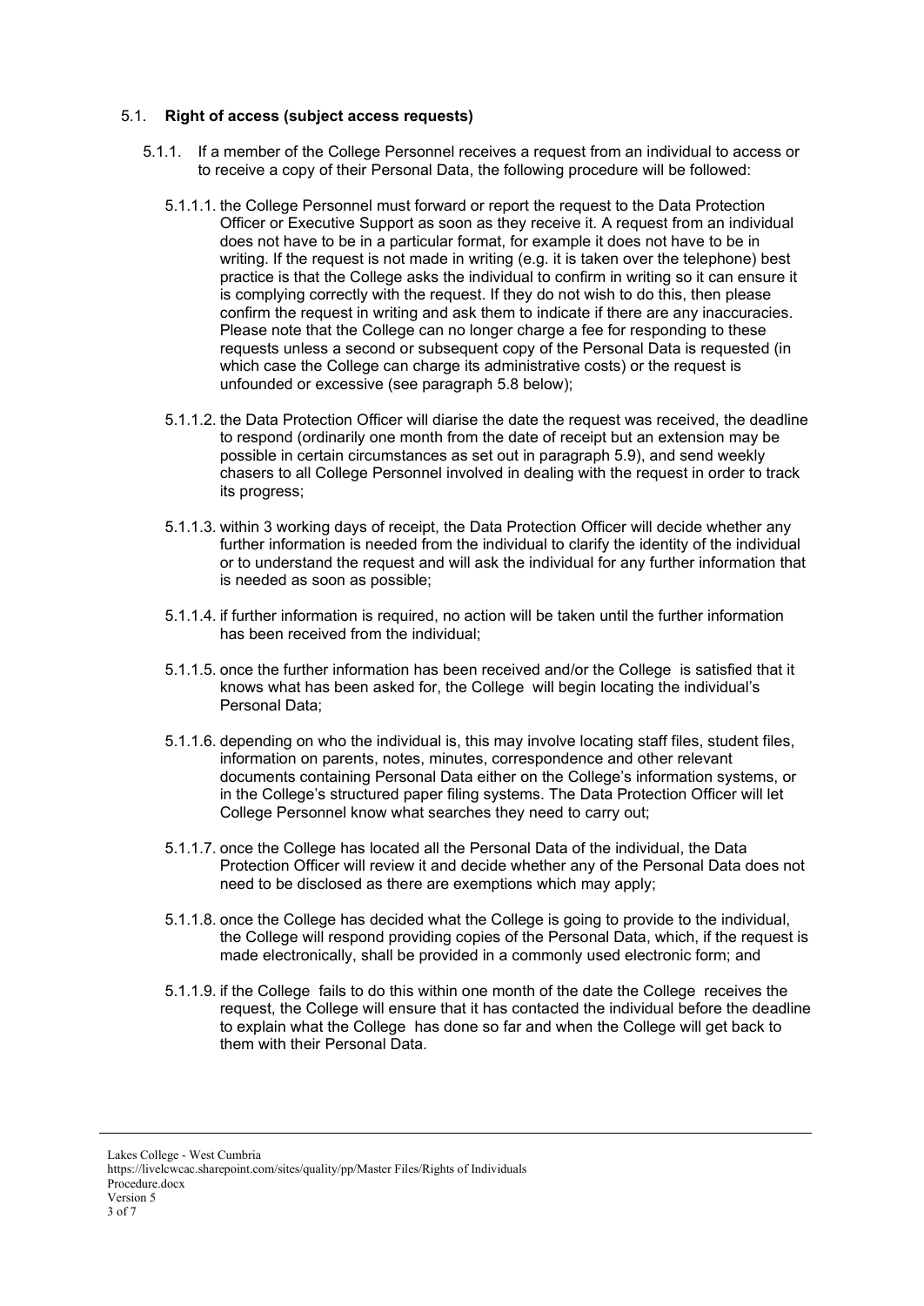## 5.1. **Right of access (subject access requests)**

5.1.1. If a member of the College Personnel receives a request from an individual to access or to receive a copy of their Personal Data, the following procedure will be followed:

5.1.1.1. the College Personnel must forward or report the request to the Data Protection Officer or Executive Support as soon as they receive it. A request from an individual does not have to be in a particular format, for example it does not have to be in writing. If the request is not made in writing (e.g. it is taken over the telephone) best practice is that the College asks the individual to confirm in writing so it can ensure it is complying correctly with the request. If they do not wish to do this, then please confirm the request in writing and ask them to indicate if there are any inaccuracies. Please note that the College can no longer charge a fee for responding to these requests unless a second or subsequent copy of the Personal Data is requested (in which case the College can charge its administrative costs) or the request is unfounded or excessive (see paragraph 5.8 below);

5.1.1.2. the Data Protection Officer will diarise the date the request was received, the deadline to respond (ordinarily one month from the date of receipt but an extension may be possible in certain circumstances as set out in paragraph 5.9), and send weekly chasers to all College Personnel involved in dealing with the request in order to track its progress;

5.1.1.3. within 3 working days of receipt, the Data Protection Officer will decide whether any further information is needed from the individual to clarify the identity of the individual or to understand the request and will ask the individual for any further information that is needed as soon as possible;

5.1.1.4. if further information is required, no action will be taken until the further information has been received from the individual;

5.1.1.5. once the further information has been received and/or the College is satisfied that it knows what has been asked for, the College will begin locating the individual's Personal Data;

5.1.1.6. depending on who the individual is, this may involve locating staff files, student files, information on parents, notes, minutes, correspondence and other relevant documents containing Personal Data either on the College's information systems, or in the College's structured paper filing systems. The Data Protection Officer will let College Personnel know what searches they need to carry out;

5.1.1.7. once the College has located all the Personal Data of the individual, the Data Protection Officer will review it and decide whether any of the Personal Data does not need to be disclosed as there are exemptions which may apply;

5.1.1.8. once the College has decided what the College is going to provide to the individual, the College will respond providing copies of the Personal Data, which, if the request is made electronically, shall be provided in a commonly used electronic form; and

5.1.1.9. if the College fails to do this within one month of the date the College receives the request, the College will ensure that it has contacted the individual before the deadline to explain what the College has done so far and when the College will get back to them with their Personal Data.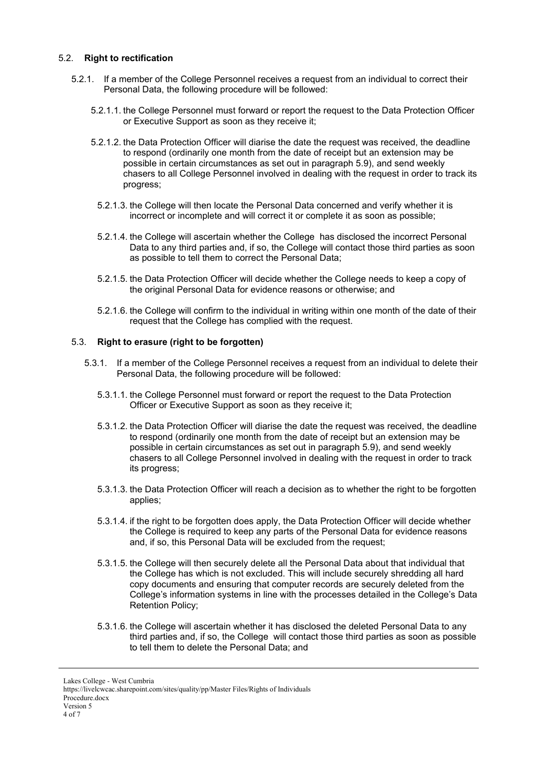### 5.2. **Right to rectification**

5.2.1. If a member of the College Personnel receives a request from an individual to correct their Personal Data, the following procedure will be followed:

5.2.1.1. the College Personnel must forward or report the request to the Data Protection Officer or Executive Support as soon as they receive it;

5.2.1.2. the Data Protection Officer will diarise the date the request was received, the deadline to respond (ordinarily one month from the date of receipt but an extension may be possible in certain circumstances as set out in paragraph 5.9), and send weekly chasers to all College Personnel involved in dealing with the request in order to track its progress;

5.2.1.3. the College will then locate the Personal Data concerned and verify whether it is incorrect or incomplete and will correct it or complete it as soon as possible;

5.2.1.4. the College will ascertain whether the College has disclosed the incorrect Personal Data to any third parties and, if so, the College will contact those third parties as soon as possible to tell them to correct the Personal Data;

5.2.1.5. the Data Protection Officer will decide whether the College needs to keep a copy of the original Personal Data for evidence reasons or otherwise; and

5.2.1.6. the College will confirm to the individual in writing within one month of the date of their request that the College has complied with the request.

### 5.3. **Right to erasure (right to be forgotten)**

5.3.1. If a member of the College Personnel receives a request from an individual to delete their Personal Data, the following procedure will be followed:

5.3.1.1. the College Personnel must forward or report the request to the Data Protection Officer or Executive Support as soon as they receive it;

5.3.1.2. the Data Protection Officer will diarise the date the request was received, the deadline to respond (ordinarily one month from the date of receipt but an extension may be possible in certain circumstances as set out in paragraph 5.9), and send weekly chasers to all College Personnel involved in dealing with the request in order to track its progress;

5.3.1.3. the Data Protection Officer will reach a decision as to whether the right to be forgotten applies;

5.3.1.4. if the right to be forgotten does apply, the Data Protection Officer will decide whether the College is required to keep any parts of the Personal Data for evidence reasons and, if so, this Personal Data will be excluded from the request;

5.3.1.5. the College will then securely delete all the Personal Data about that individual that the College has which is not excluded. This will include securely shredding all hard copy documents and ensuring that computer records are securely deleted from the College's information systems in line with the processes detailed in the College's Data Retention Policy;

5.3.1.6. the College will ascertain whether it has disclosed the deleted Personal Data to any third parties and, if so, the College will contact those third parties as soon as possible to tell them to delete the Personal Data; and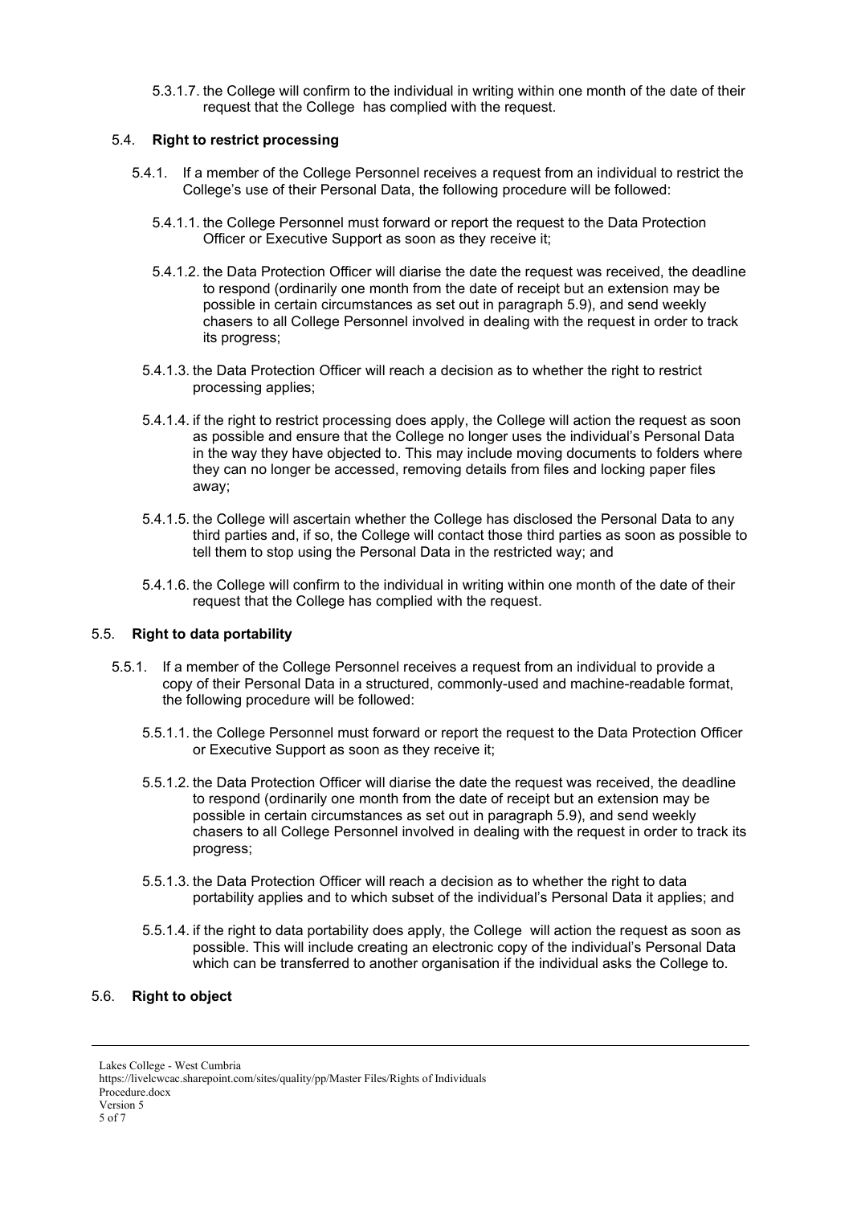5.3.1.7. the College will confirm to the individual in writing within one month of the date of their request that the College has complied with the request.

### 5.4. **Right to restrict processing**

5.4.1. If a member of the College Personnel receives a request from an individual to restrict the College's use of their Personal Data, the following procedure will be followed:

5.4.1.1. the College Personnel must forward or report the request to the Data Protection Officer or Executive Support as soon as they receive it;

5.4.1.2. the Data Protection Officer will diarise the date the request was received, the deadline to respond (ordinarily one month from the date of receipt but an extension may be possible in certain circumstances as set out in paragraph 5.9), and send weekly chasers to all College Personnel involved in dealing with the request in order to track its progress;

5.4.1.3. the Data Protection Officer will reach a decision as to whether the right to restrict processing applies;

5.4.1.4. if the right to restrict processing does apply, the College will action the request as soon as possible and ensure that the College no longer uses the individual's Personal Data in the way they have objected to. This may include moving documents to folders where they can no longer be accessed, removing details from files and locking paper files away;

5.4.1.5. the College will ascertain whether the College has disclosed the Personal Data to any third parties and, if so, the College will contact those third parties as soon as possible to tell them to stop using the Personal Data in the restricted way; and

5.4.1.6. the College will confirm to the individual in writing within one month of the date of their request that the College has complied with the request.

### 5.5. **Right to data portability**

5.5.1. If a member of the College Personnel receives a request from an individual to provide a copy of their Personal Data in a structured, commonly-used and machine-readable format, the following procedure will be followed:

5.5.1.1. the College Personnel must forward or report the request to the Data Protection Officer or Executive Support as soon as they receive it;

5.5.1.2. the Data Protection Officer will diarise the date the request was received, the deadline to respond (ordinarily one month from the date of receipt but an extension may be possible in certain circumstances as set out in paragraph 5.9), and send weekly chasers to all College Personnel involved in dealing with the request in order to track its progress;

5.5.1.3. the Data Protection Officer will reach a decision as to whether the right to data portability applies and to which subset of the individual's Personal Data it applies; and

5.5.1.4. if the right to data portability does apply, the College will action the request as soon as possible. This will include creating an electronic copy of the individual's Personal Data which can be transferred to another organisation if the individual asks the College to.

### 5.6. **Right to object**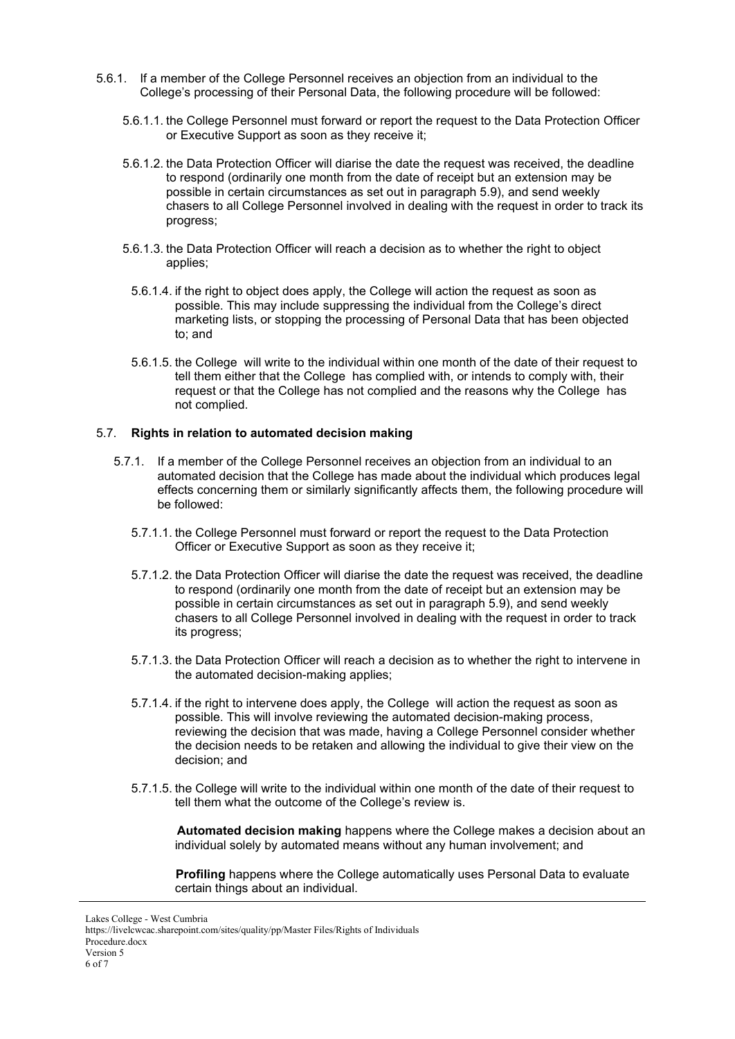5.6.1. If a member of the College Personnel receives an objection from an individual to the College's processing of their Personal Data, the following procedure will be followed:

5.6.1.1. the College Personnel must forward or report the request to the Data Protection Officer or Executive Support as soon as they receive it;

5.6.1.2. the Data Protection Officer will diarise the date the request was received, the deadline to respond (ordinarily one month from the date of receipt but an extension may be possible in certain circumstances as set out in paragraph 5.9), and send weekly chasers to all College Personnel involved in dealing with the request in order to track its progress;

5.6.1.3. the Data Protection Officer will reach a decision as to whether the right to object applies;

5.6.1.4. if the right to object does apply, the College will action the request as soon as possible. This may include suppressing the individual from the College's direct marketing lists, or stopping the processing of Personal Data that has been objected to; and

5.6.1.5. the College will write to the individual within one month of the date of their request to tell them either that the College has complied with, or intends to comply with, their request or that the College has not complied and the reasons why the College has not complied.

## 5.7. Rights in relation to automated decision making

5.7.1. If a member of the College Personnel receives an objection from an individual to an automated decision that the College has made about the individual which produces legal effects concerning them or similarly significantly affects them, the following procedure will be followed:

5.7.1.1. the College Personnel must forward or report the request to the Data Protection Officer or Executive Support as soon as they receive it;

5.7.1.2. the Data Protection Officer will diarise the date the request was received, the deadline to respond (ordinarily one month from the date of receipt but an extension may be possible in certain circumstances as set out in paragraph 5.9), and send weekly chasers to all College Personnel involved in dealing with the request in order to track its progress;

5.7.1.3. the Data Protection Officer will reach a decision as to whether the right to intervene in the automated decision-making applies;

5.7.1.4. if the right to intervene does apply, the College will action the request as soon as possible. This will involve reviewing the automated decision-making process, reviewing the decision that was made, having a College Personnel consider whether the decision needs to be retaken and allowing the individual to give their view on the decision; and

5.7.1.5. the College will write to the individual within one month of the date of their request to tell them what the outcome of the College's review is.

**Automated decision making** happens where the College makes a decision about an individual solely by automated means without any human involvement; and

**Profiling** happens where the College automatically uses Personal Data to evaluate certain things about an individual.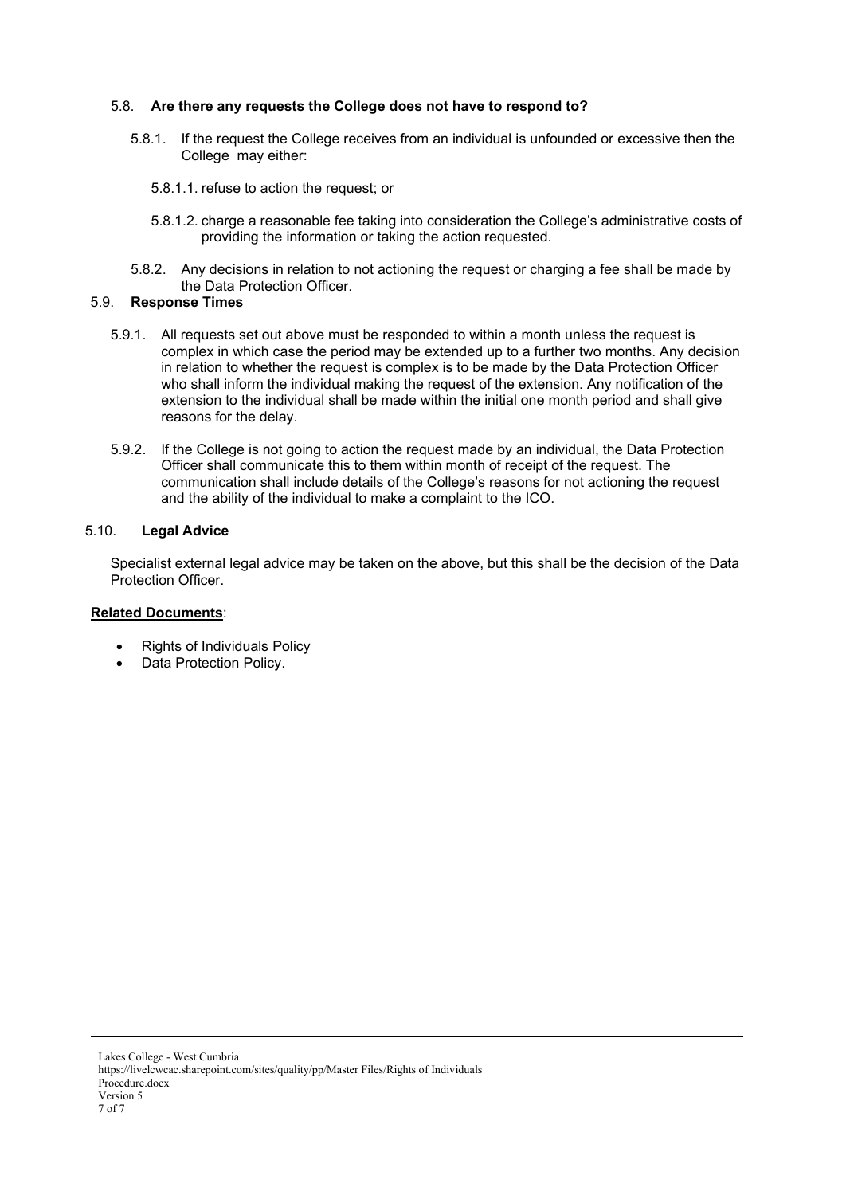### 5.8. Are there any requests the College does not have to respond to?

5.8.1. If the request the College receives from an individual is unfounded or excessive then the College may either:

5.8.1.1. refuse to action the request; or

5.8.1.2. charge a reasonable fee taking into consideration the College's administrative costs of providing the information or taking the action requested.

5.8.2. Any decisions in relation to not actioning the request or charging a fee shall be made by the Data Protection Officer.

### 5.9. Response Times

5.9.1. All requests set out above must be responded to within a month unless the request is complex in which case the period may be extended up to a further two months. Any decision in relation to whether the request is complex is to be made by the Data Protection Officer who shall inform the individual making the request of the extension. Any notification of the extension to the individual shall be made within the initial one month period and shall give reasons for the delay.

5.9.2. If the College is not going to action the request made by an individual, the Data Protection Officer shall communicate this to them within month of receipt of the request. The communication shall include details of the College's reasons for not actioning the request and the ability of the individual to make a complaint to the ICO.

### 5.10. Legal Advice

Specialist external legal advice may be taken on the above, but this shall be the decision of the Data Protection Officer.

**Related Documents**:

- Rights of Individuals Policy
- Data Protection Policy.

Lakes College - West Cumbria
https://livelcwcac.sharepoint.com/sites/quality/pp/Master Files/Rights of Individuals Procedure.docx
Version 5